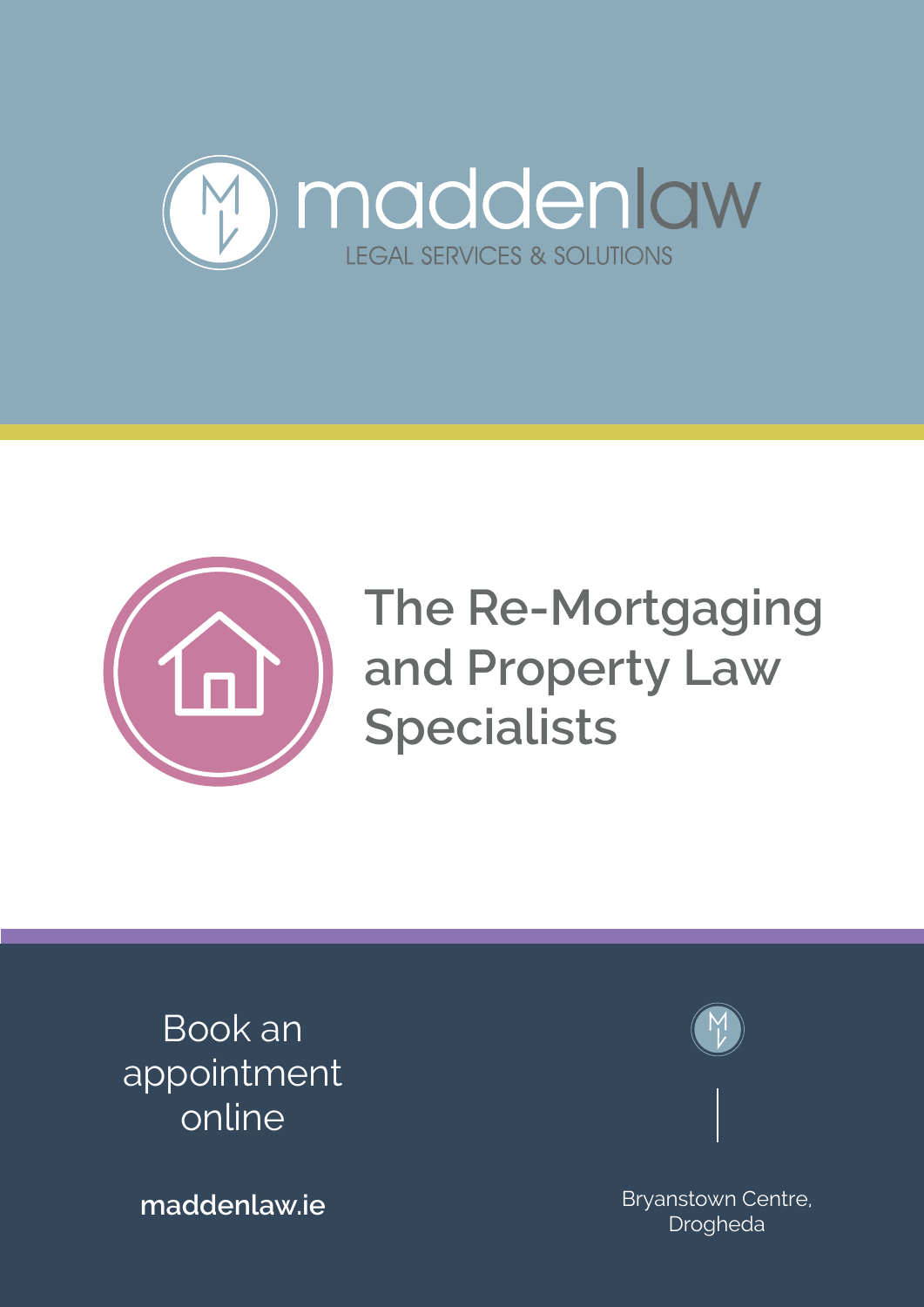maddenlaw

LEGAL SERVICES & SOLUTIONS

# The Re-Mortgaging and Property Law Specialists

Book an appointment online

**maddenlaw.ie**

Bryanstown Centre, Drogheda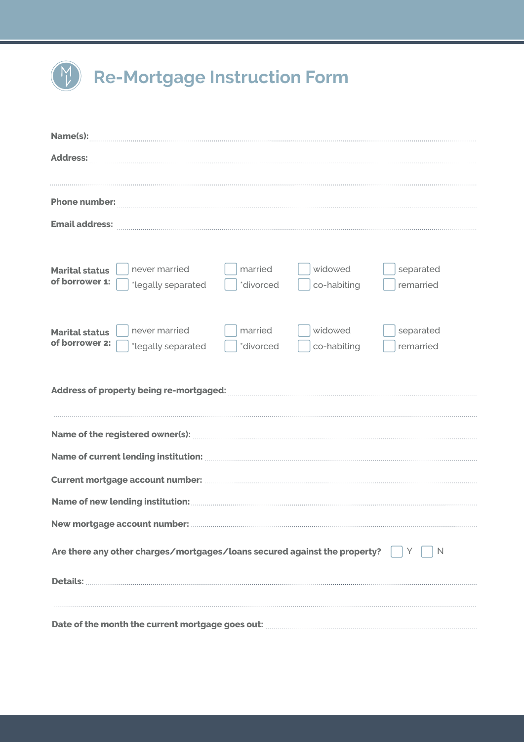# Re-Mortgage Instruction Form

**Name(s):** ..............................................................................................................

**Address:** ..............................................................................................................

..............................................................................................................

**Phone number:** ..............................................................................................................

**Email address:** ..............................................................................................................

**Marital status of borrower 1:**

- ☐ never married
- ☐ married
- ☐ widowed
- ☐ separated
- ☐ *legally separated
- ☐ *divorced
- ☐ co-habiting
- ☐ remarried

**Marital status of borrower 2:**

- ☐ never married
- ☐ married
- ☐ widowed
- ☐ separated
- ☐ *legally separated
- ☐ *divorced
- ☐ co-habiting
- ☐ remarried

**Address of property being re-mortgaged:** ..............................................................................................................

..............................................................................................................

**Name of the registered owner(s):** ..............................................................................................................

**Name of current lending institution:** ..............................................................................................................

**Current mortgage account number:** ..............................................................................................................

**Name of new lending institution:** ..............................................................................................................

**New mortgage account number:** ..............................................................................................................

**Are there any other charges/mortgages/loans secured against the property?** ☐ Y ☐ N

**Details:** ..............................................................................................................

..............................................................................................................

**Date of the month the current mortgage goes out:** ..............................................................................................................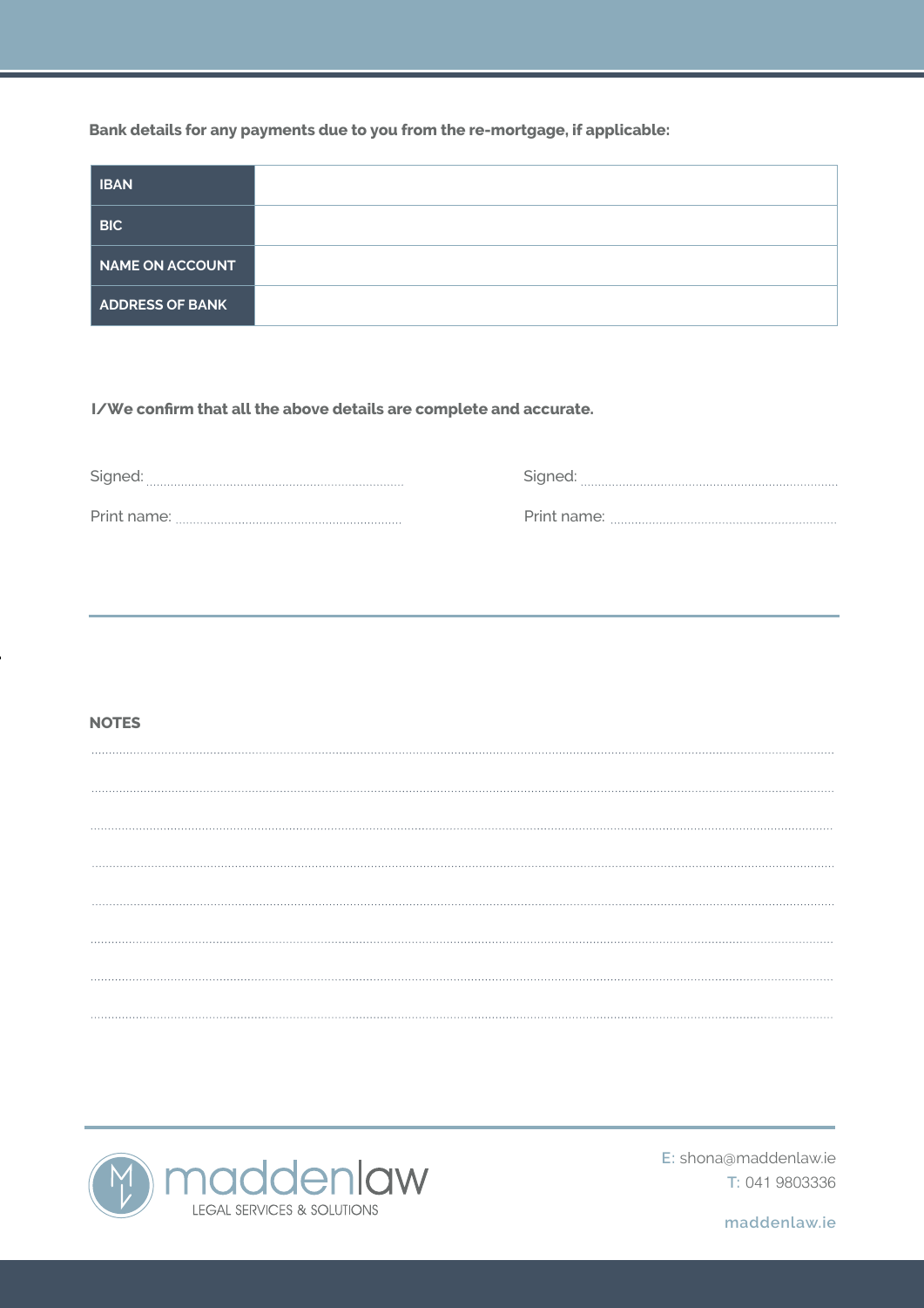**Bank details for any payments due to you from the re-mortgage, if applicable:**

| | |
|---|---|
| **IBAN** | |
| **BIC** | |
| **NAME ON ACCOUNT** | |
| **ADDRESS OF BANK** | |

**I/We confirm that all the above details are complete and accurate.**

Signed: .......................................................................

Print name: ................................................................

Signed: .......................................................................

Print name: ................................................................

**NOTES**

..................................................................................................................................................................................................

..................................................................................................................................................................................................

..................................................................................................................................................................................................

..................................................................................................................................................................................................

..................................................................................................................................................................................................

..................................................................................................................................................................................................

..................................................................................................................................................................................................

..................................................................................................................................................................................................

maddenlaw
LEGAL SERVICES & SOLUTIONS

E: shona@maddenlaw.ie
T: 041 9803336

maddenlaw.ie